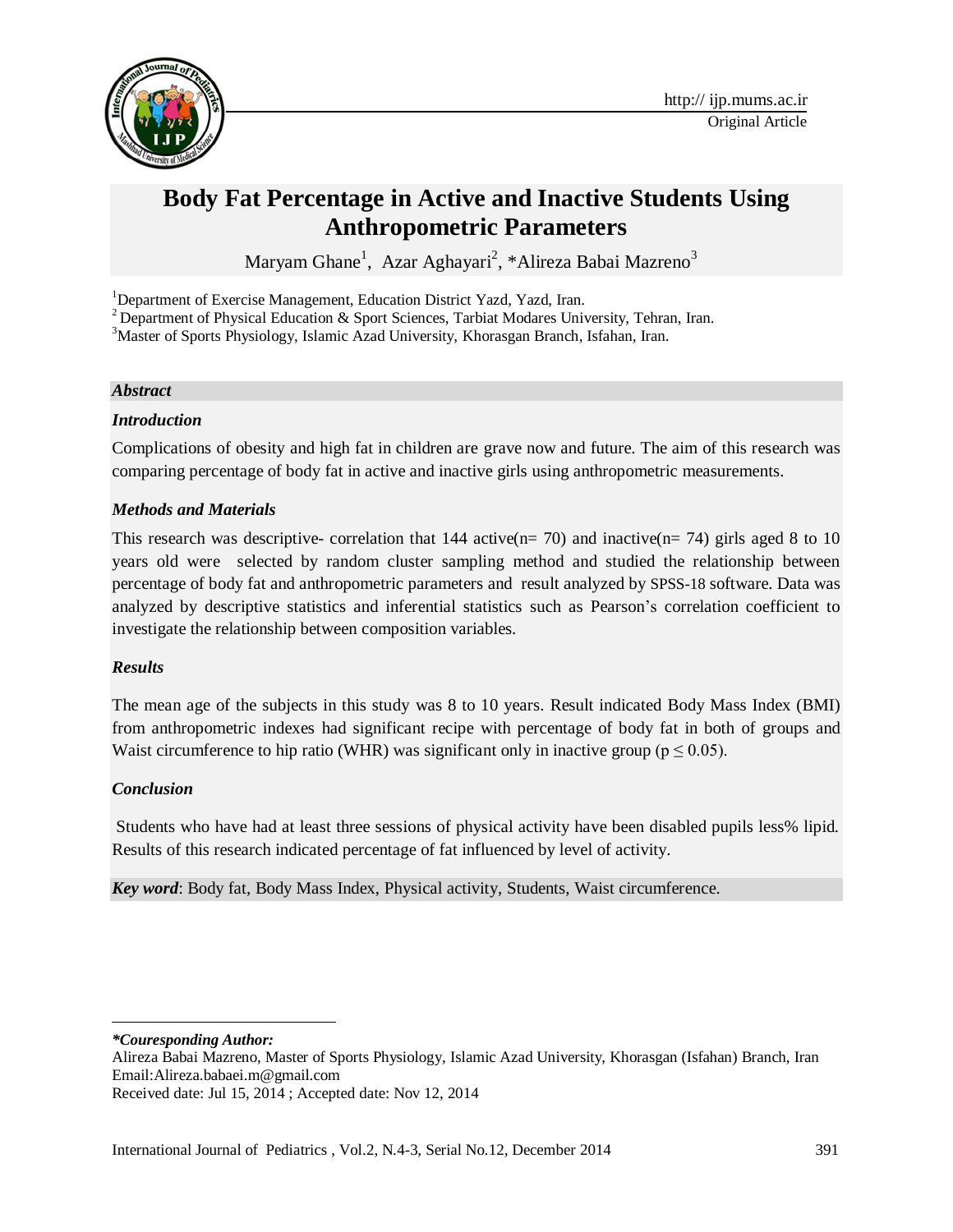Original Article

# Body Fat Percentage in Active and Inactive Students Using Anthropometric Parameters

Maryam Ghane[1], Azar Aghayari[2], *Alireza Babai Mazreno[3]

[1]Department of Exercise Management, Education District Yazd, Yazd, Iran.
[2]Department of Physical Education & Sport Sciences, Tarbiat Modares University, Tehran, Iran.
[3]Master of Sports Physiology, Islamic Azad University, Khorasgan Branch, Isfahan, Iran.

## *Abstract*

### *Introduction*

Complications of obesity and high fat in children are grave now and future. The aim of this research was comparing percentage of body fat in active and inactive girls using anthropometric measurements.

### *Methods and Materials*

This research was descriptive- correlation that 144 active(n= 70) and inactive(n= 74) girls aged 8 to 10 years old were selected by random cluster sampling method and studied the relationship between percentage of body fat and anthropometric parameters and result analyzed by SPSS-18 software. Data was analyzed by descriptive statistics and inferential statistics such as Pearson's correlation coefficient to investigate the relationship between composition variables.

### *Results*

The mean age of the subjects in this study was 8 to 10 years. Result indicated Body Mass Index (BMI) from anthropometric indexes had significant recipe with percentage of body fat in both of groups and Waist circumference to hip ratio (WHR) was significant only in inactive group ($p \leq 0.05$).

### *Conclusion*

Students who have had at least three sessions of physical activity have been disabled pupils less% lipid. Results of this research indicated percentage of fat influenced by level of activity.

***Key word***: Body fat, Body Mass Index, Physical activity, Students, Waist circumference.

---

***Couresponding Author:***
Alireza Babai Mazreno, Master of Sports Physiology, Islamic Azad University, Khorasgan (Isfahan) Branch, Iran
Email:Alireza.babaei.m@gmail.com
Received date: Jul 15, 2014 ; Accepted date: Nov 12, 2014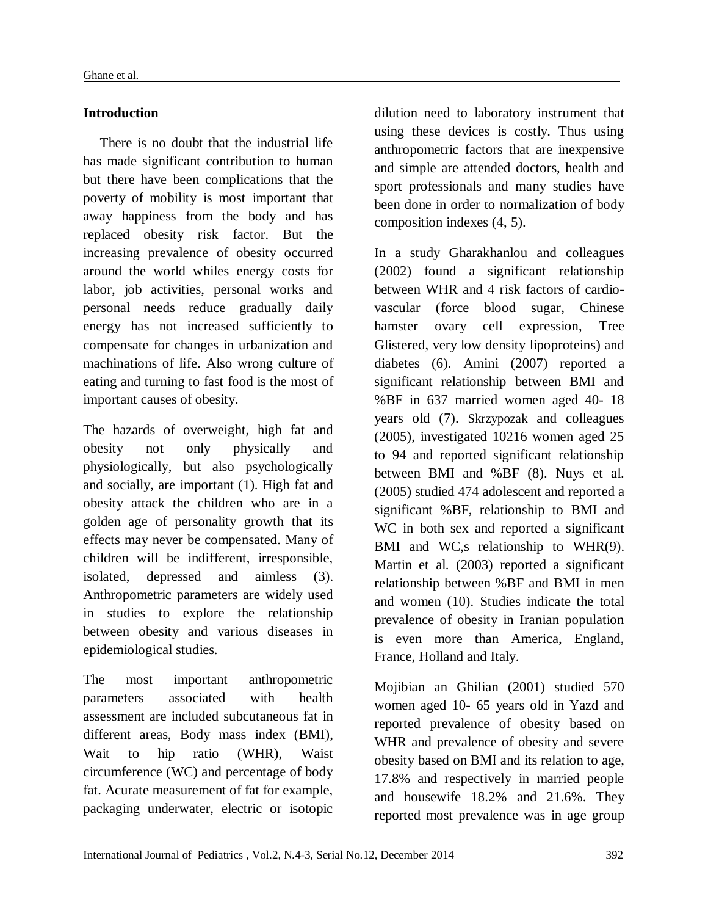## Introduction

There is no doubt that the industrial life has made significant contribution to human but there have been complications that the poverty of mobility is most important that away happiness from the body and has replaced obesity risk factor. But the increasing prevalence of obesity occurred around the world whiles energy costs for labor, job activities, personal works and personal needs reduce gradually daily energy has not increased sufficiently to compensate for changes in urbanization and machinations of life. Also wrong culture of eating and turning to fast food is the most of important causes of obesity.

The hazards of overweight, high fat and obesity not only physically and physiologically, but also psychologically and socially, are important (1). High fat and obesity attack the children who are in a golden age of personality growth that its effects may never be compensated. Many of children will be indifferent, irresponsible, isolated, depressed and aimless (3). Anthropometric parameters are widely used in studies to explore the relationship between obesity and various diseases in epidemiological studies.

The most important anthropometric parameters associated with health assessment are included subcutaneous fat in different areas, Body mass index (BMI), Wait to hip ratio (WHR), Waist circumference (WC) and percentage of body fat. Acurate measurement of fat for example, packaging underwater, electric or isotopic dilution need to laboratory instrument that using these devices is costly. Thus using anthropometric factors that are inexpensive and simple are attended doctors, health and sport professionals and many studies have been done in order to normalization of body composition indexes (4, 5).

In a study Gharakhanlou and colleagues (2002) found a significant relationship between WHR and 4 risk factors of cardio-vascular (force blood sugar, Chinese hamster ovary cell expression, Tree Glistered, very low density lipoproteins) and diabetes (6). Amini (2007) reported a significant relationship between BMI and %BF in 637 married women aged 40- 18 years old (7). Skrzypozak and colleagues (2005), investigated 10216 women aged 25 to 94 and reported significant relationship between BMI and %BF (8). Nuys et al. (2005) studied 474 adolescent and reported a significant %BF, relationship to BMI and WC in both sex and reported a significant BMI and WC,s relationship to WHR(9). Martin et al. (2003) reported a significant relationship between %BF and BMI in men and women (10). Studies indicate the total prevalence of obesity in Iranian population is even more than America, England, France, Holland and Italy.

Mojibian an Ghilian (2001) studied 570 women aged 10- 65 years old in Yazd and reported prevalence of obesity based on WHR and prevalence of obesity and severe obesity based on BMI and its relation to age, 17.8% and respectively in married people and housewife 18.2% and 21.6%. They reported most prevalence was in age group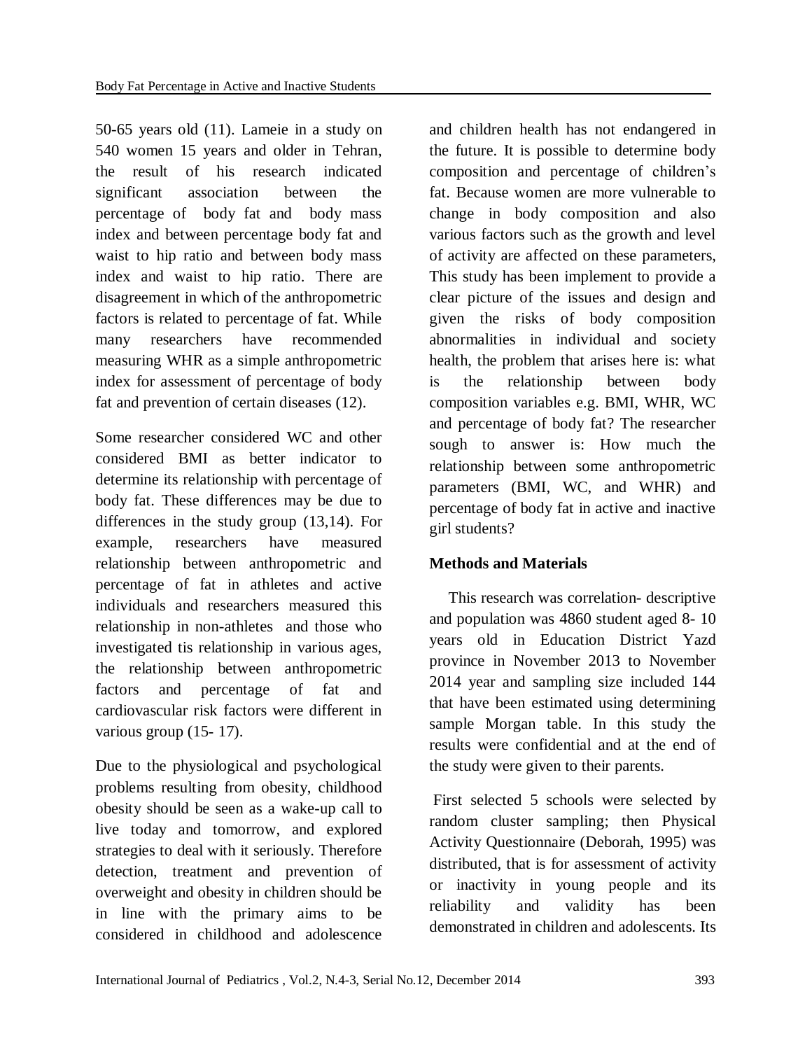50-65 years old (11). Lameie in a study on 540 women 15 years and older in Tehran, the result of his research indicated significant association between the percentage of body fat and body mass index and between percentage body fat and waist to hip ratio and between body mass index and waist to hip ratio. There are disagreement in which of the anthropometric factors is related to percentage of fat. While many researchers have recommended measuring WHR as a simple anthropometric index for assessment of percentage of body fat and prevention of certain diseases (12).

Some researcher considered WC and other considered BMI as better indicator to determine its relationship with percentage of body fat. These differences may be due to differences in the study group (13,14). For example, researchers have measured relationship between anthropometric and percentage of fat in athletes and active individuals and researchers measured this relationship in non-athletes and those who investigated tis relationship in various ages, the relationship between anthropometric factors and percentage of fat and cardiovascular risk factors were different in various group (15- 17).

Due to the physiological and psychological problems resulting from obesity, childhood obesity should be seen as a wake-up call to live today and tomorrow, and explored strategies to deal with it seriously. Therefore detection, treatment and prevention of overweight and obesity in children should be in line with the primary aims to be considered in childhood and adolescence and children health has not endangered in the future. It is possible to determine body composition and percentage of children's fat. Because women are more vulnerable to change in body composition and also various factors such as the growth and level of activity are affected on these parameters, This study has been implement to provide a clear picture of the issues and design and given the risks of body composition abnormalities in individual and society health, the problem that arises here is: what is the relationship between body composition variables e.g. BMI, WHR, WC and percentage of body fat? The researcher sough to answer is: How much the relationship between some anthropometric parameters (BMI, WC, and WHR) and percentage of body fat in active and inactive girl students?

## Methods and Materials

This research was correlation- descriptive and population was 4860 student aged 8- 10 years old in Education District Yazd province in November 2013 to November 2014 year and sampling size included 144 that have been estimated using determining sample Morgan table. In this study the results were confidential and at the end of the study were given to their parents.

First selected 5 schools were selected by random cluster sampling; then Physical Activity Questionnaire (Deborah, 1995) was distributed, that is for assessment of activity or inactivity in young people and its reliability and validity has been demonstrated in children and adolescents. Its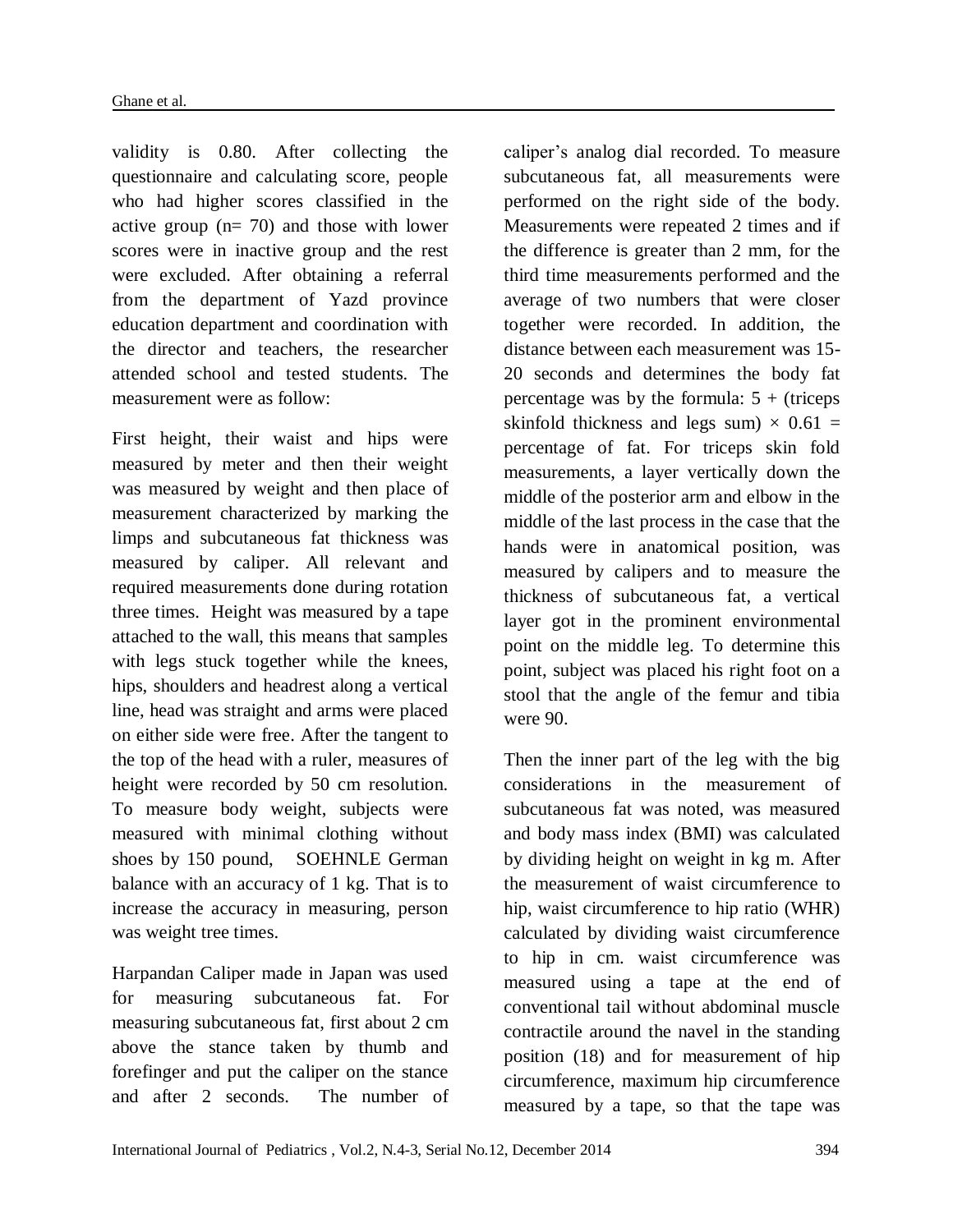validity is 0.80. After collecting the questionnaire and calculating score, people who had higher scores classified in the active group (n= 70) and those with lower scores were in inactive group and the rest were excluded. After obtaining a referral from the department of Yazd province education department and coordination with the director and teachers, the researcher attended school and tested students. The measurement were as follow:

First height, their waist and hips were measured by meter and then their weight was measured by weight and then place of measurement characterized by marking the limps and subcutaneous fat thickness was measured by caliper. All relevant and required measurements done during rotation three times. Height was measured by a tape attached to the wall, this means that samples with legs stuck together while the knees, hips, shoulders and headrest along a vertical line, head was straight and arms were placed on either side were free. After the tangent to the top of the head with a ruler, measures of height were recorded by 50 cm resolution. To measure body weight, subjects were measured with minimal clothing without shoes by 150 pound, SOEHNLE German balance with an accuracy of 1 kg. That is to increase the accuracy in measuring, person was weight tree times.

Harpandan Caliper made in Japan was used for measuring subcutaneous fat. For measuring subcutaneous fat, first about 2 cm above the stance taken by thumb and forefinger and put the caliper on the stance and after 2 seconds. The number of caliper's analog dial recorded. To measure subcutaneous fat, all measurements were performed on the right side of the body. Measurements were repeated 2 times and if the difference is greater than 2 mm, for the third time measurements performed and the average of two numbers that were closer together were recorded. In addition, the distance between each measurement was 15-20 seconds and determines the body fat percentage was by the formula: $5 +$ (triceps skinfold thickness and legs sum) $\times 0.61 =$ percentage of fat. For triceps skin fold measurements, a layer vertically down the middle of the posterior arm and elbow in the middle of the last process in the case that the hands were in anatomical position, was measured by calipers and to measure the thickness of subcutaneous fat, a vertical layer got in the prominent environmental point on the middle leg. To determine this point, subject was placed his right foot on a stool that the angle of the femur and tibia were 90.

Then the inner part of the leg with the big considerations in the measurement of subcutaneous fat was noted, was measured and body mass index (BMI) was calculated by dividing height on weight in kg m. After the measurement of waist circumference to hip, waist circumference to hip ratio (WHR) calculated by dividing waist circumference to hip in cm. waist circumference was measured using a tape at the end of conventional tail without abdominal muscle contractile around the navel in the standing position (18) and for measurement of hip circumference, maximum hip circumference measured by a tape, so that the tape was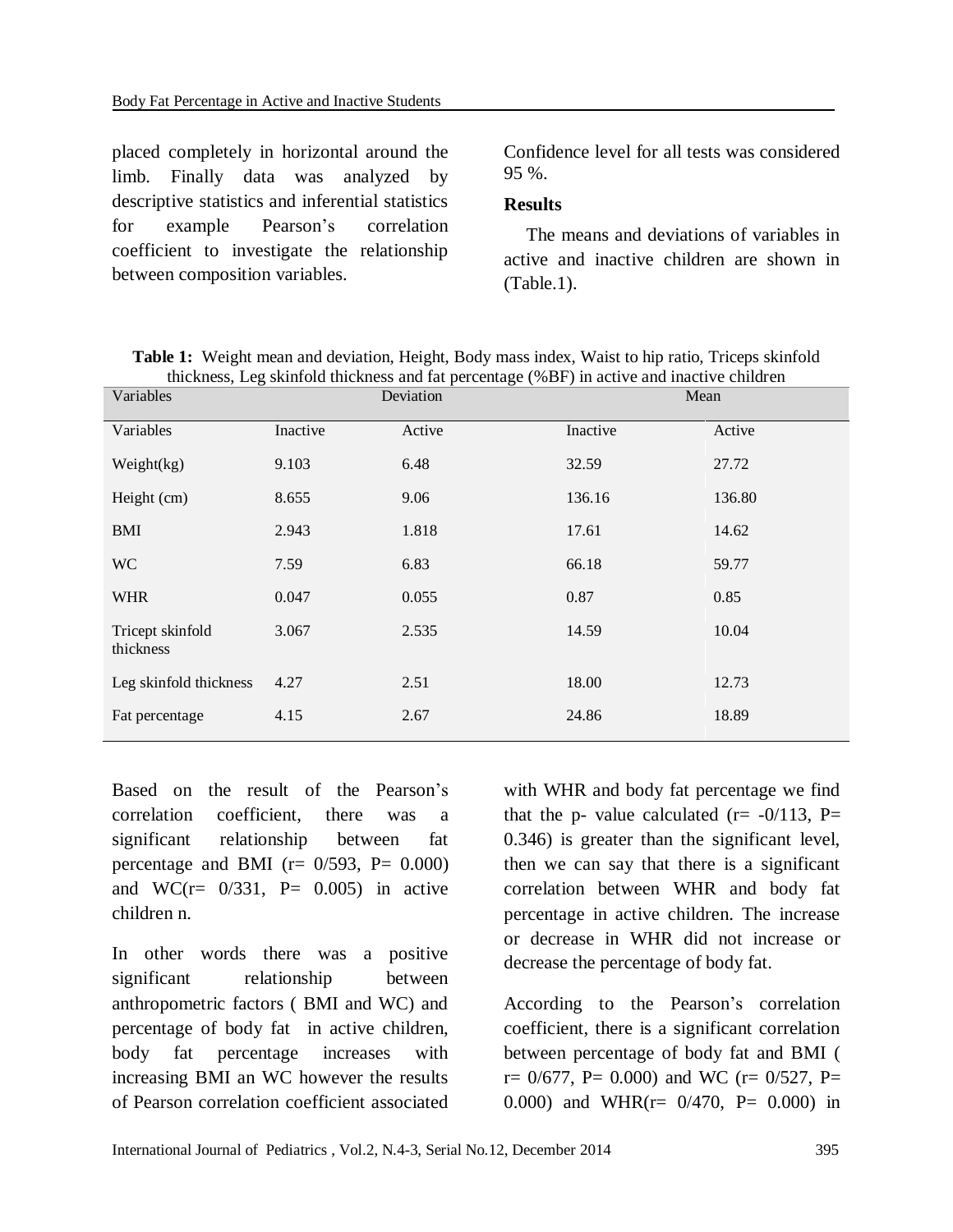placed completely in horizontal around the limb. Finally data was analyzed by descriptive statistics and inferential statistics for example Pearson's correlation coefficient to investigate the relationship between composition variables.

Confidence level for all tests was considered 95 %.

## Results

The means and deviations of variables in active and inactive children are shown in (Table.1).

**Table 1:** Weight mean and deviation, Height, Body mass index, Waist to hip ratio, Triceps skinfold thickness, Leg skinfold thickness and fat percentage (%BF) in active and inactive children

| Variables | Deviation | | Mean | |
|---|---|---|---|---|
| Variables | Inactive | Active | Inactive | Active |
| Weight(kg) | 9.103 | 6.48 | 32.59 | 27.72 |
| Height (cm) | 8.655 | 9.06 | 136.16 | 136.80 |
| BMI | 2.943 | 1.818 | 17.61 | 14.62 |
| WC | 7.59 | 6.83 | 66.18 | 59.77 |
| WHR | 0.047 | 0.055 | 0.87 | 0.85 |
| Tricept skinfold thickness | 3.067 | 2.535 | 14.59 | 10.04 |
| Leg skinfold thickness | 4.27 | 2.51 | 18.00 | 12.73 |
| Fat percentage | 4.15 | 2.67 | 24.86 | 18.89 |

Based on the result of the Pearson's correlation coefficient, there was a significant relationship between fat percentage and BMI (r= 0/593, P= 0.000) and WC(r= 0/331, P= 0.005) in active children n.

In other words there was a positive significant relationship between anthropometric factors ( BMI and WC) and percentage of body fat in active children, body fat percentage increases with increasing BMI an WC however the results of Pearson correlation coefficient associated with WHR and body fat percentage we find that the p- value calculated (r= -0/113, P= 0.346) is greater than the significant level, then we can say that there is a significant correlation between WHR and body fat percentage in active children. The increase or decrease in WHR did not increase or decrease the percentage of body fat.

According to the Pearson's correlation coefficient, there is a significant correlation between percentage of body fat and BMI ( r= 0/677, P= 0.000) and WC (r= 0/527, P= 0.000) and WHR(r= 0/470, P= 0.000) in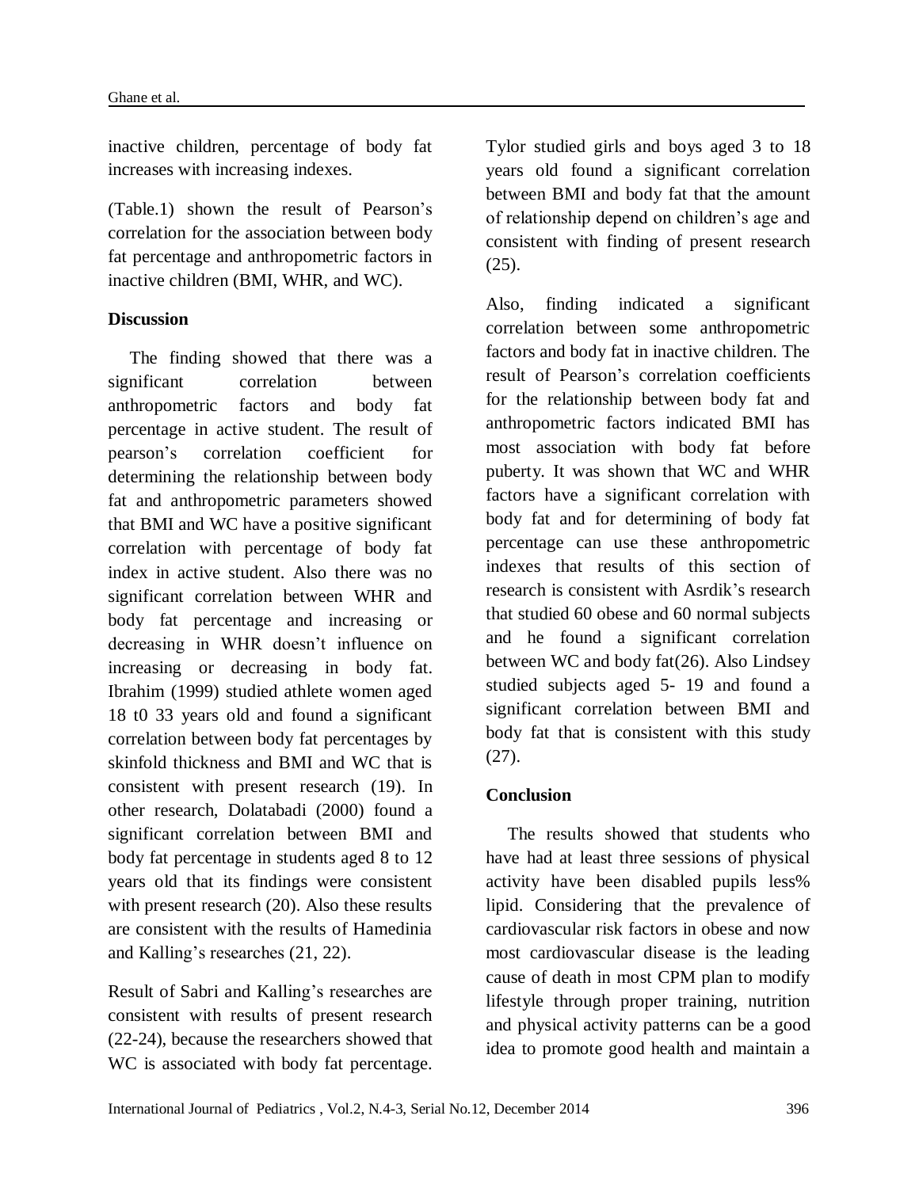inactive children, percentage of body fat increases with increasing indexes.

(Table.1) shown the result of Pearson's correlation for the association between body fat percentage and anthropometric factors in inactive children (BMI, WHR, and WC).

## Discussion

The finding showed that there was a significant correlation between anthropometric factors and body fat percentage in active student. The result of pearson's correlation coefficient for determining the relationship between body fat and anthropometric parameters showed that BMI and WC have a positive significant correlation with percentage of body fat index in active student. Also there was no significant correlation between WHR and body fat percentage and increasing or decreasing in WHR doesn't influence on increasing or decreasing in body fat. Ibrahim (1999) studied athlete women aged 18 t0 33 years old and found a significant correlation between body fat percentages by skinfold thickness and BMI and WC that is consistent with present research (19). In other research, Dolatabadi (2000) found a significant correlation between BMI and body fat percentage in students aged 8 to 12 years old that its findings were consistent with present research (20). Also these results are consistent with the results of Hamedinia and Kalling's researches (21, 22).

Result of Sabri and Kalling's researches are consistent with results of present research (22-24), because the researchers showed that WC is associated with body fat percentage. Tylor studied girls and boys aged 3 to 18 years old found a significant correlation between BMI and body fat that the amount of relationship depend on children's age and consistent with finding of present research (25).

Also, finding indicated a significant correlation between some anthropometric factors and body fat in inactive children. The result of Pearson's correlation coefficients for the relationship between body fat and anthropometric factors indicated BMI has most association with body fat before puberty. It was shown that WC and WHR factors have a significant correlation with body fat and for determining of body fat percentage can use these anthropometric indexes that results of this section of research is consistent with Asrdik's research that studied 60 obese and 60 normal subjects and he found a significant correlation between WC and body fat(26). Also Lindsey studied subjects aged 5- 19 and found a significant correlation between BMI and body fat that is consistent with this study (27).

## Conclusion

The results showed that students who have had at least three sessions of physical activity have been disabled pupils less% lipid. Considering that the prevalence of cardiovascular risk factors in obese and now most cardiovascular disease is the leading cause of death in most CPM plan to modify lifestyle through proper training, nutrition and physical activity patterns can be a good idea to promote good health and maintain a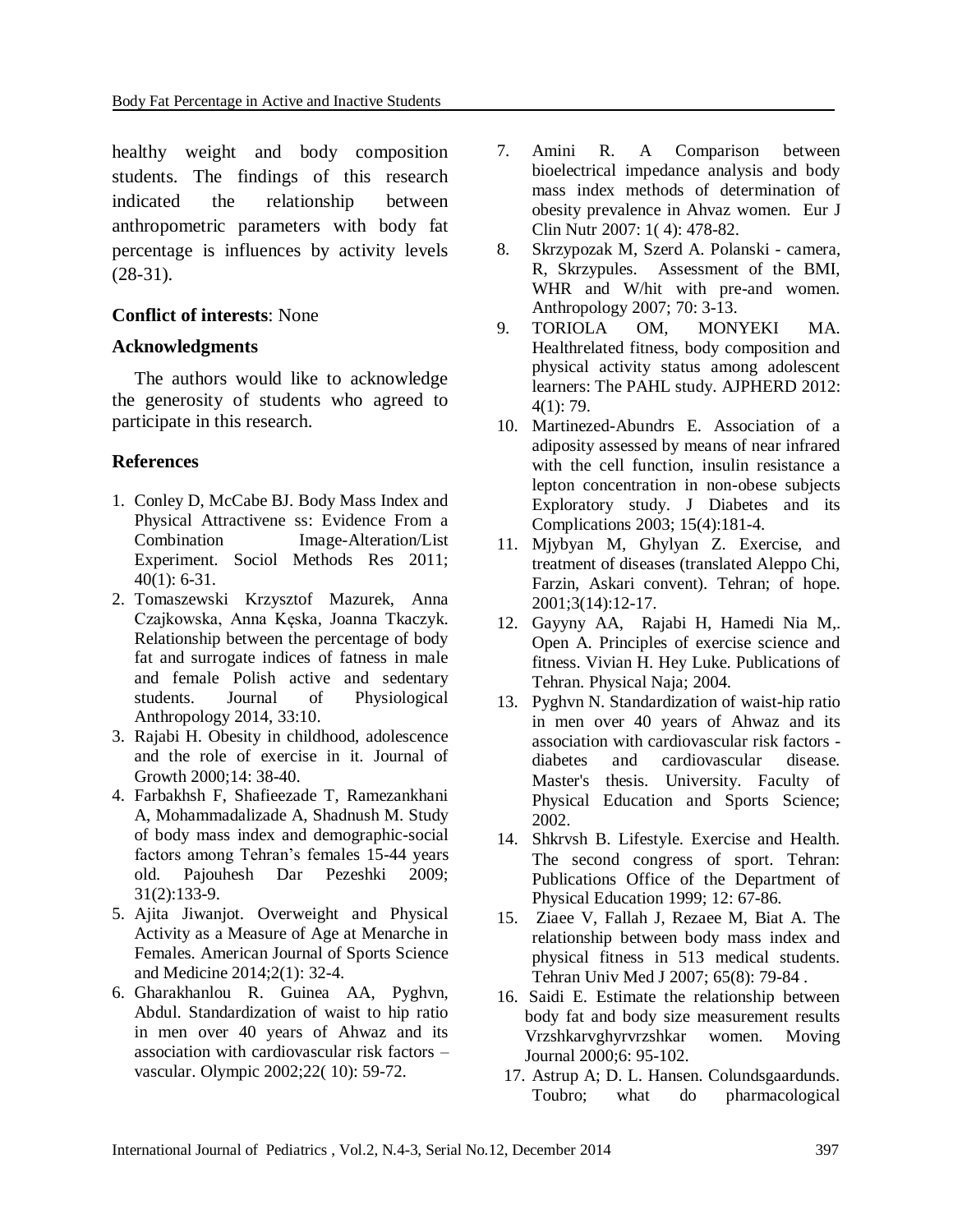healthy weight and body composition students. The findings of this research indicated the relationship between anthropometric parameters with body fat percentage is influences by activity levels (28-31).

**Conflict of interests**: None

**Acknowledgments**

The authors would like to acknowledge the generosity of students who agreed to participate in this research.

**References**

1. Conley D, McCabe BJ. Body Mass Index and Physical Attractivene ss: Evidence From a Combination Image-Alteration/List Experiment. Sociol Methods Res 2011; 40(1): 6-31.
2. Tomaszewski Krzysztof Mazurek, Anna Czajkowska, Anna Kęska, Joanna Tkaczyk. Relationship between the percentage of body fat and surrogate indices of fatness in male and female Polish active and sedentary students. Journal of Physiological Anthropology 2014, 33:10.
3. Rajabi H. Obesity in childhood, adolescence and the role of exercise in it. Journal of Growth 2000;14: 38-40.
4. Farbakhsh F, Shafieezade T, Ramezankhani A, Mohammadalizade A, Shadnush M. Study of body mass index and demographic-social factors among Tehran's females 15-44 years old. Pajouhesh Dar Pezeshki 2009; 31(2):133-9.
5. Ajita Jiwanjot. Overweight and Physical Activity as a Measure of Age at Menarche in Females. American Journal of Sports Science and Medicine 2014;2(1): 32-4.
6. Gharakhanlou R. Guinea AA, Pyghvn, Abdul. Standardization of waist to hip ratio in men over 40 years of Ahwaz and its association with cardiovascular risk factors – vascular. Olympic 2002;22( 10): 59-72.
7. Amini R. A Comparison between bioelectrical impedance analysis and body mass index methods of determination of obesity prevalence in Ahvaz women. Eur J Clin Nutr 2007: 1( 4): 478-82.
8. Skrzypozak M, Szerd A. Polanski - camera, R, Skrzypules. Assessment of the BMI, WHR and W/hit with pre-and women. Anthropology 2007; 70: 3-13.
9. TORIOLA OM, MONYEKI MA. Healthrelated fitness, body composition and physical activity status among adolescent learners: The PAHL study. AJPHERD 2012: 4(1): 79.
10. Martinezed-Abundrs E. Association of a adiposity assessed by means of near infrared with the cell function, insulin resistance a lepton concentration in non-obese subjects Exploratory study. J Diabetes and its Complications 2003; 15(4):181-4.
11. Mjybyan M, Ghylyan Z. Exercise, and treatment of diseases (translated Aleppo Chi, Farzin, Askari convent). Tehran; of hope. 2001;3(14):12-17.
12. Gayyny AA, Rajabi H, Hamedi Nia M,. Open A. Principles of exercise science and fitness. Vivian H. Hey Luke. Publications of Tehran. Physical Naja; 2004.
13. Pyghvn N. Standardization of waist-hip ratio in men over 40 years of Ahwaz and its association with cardiovascular risk factors - diabetes and cardiovascular disease. Master's thesis. University. Faculty of Physical Education and Sports Science; 2002.
14. Shkrvsh B. Lifestyle. Exercise and Health. The second congress of sport. Tehran: Publications Office of the Department of Physical Education 1999; 12: 67-86.
15. Ziaee V, Fallah J, Rezaee M, Biat A. The relationship between body mass index and physical fitness in 513 medical students. Tehran Univ Med J 2007; 65(8): 79-84 .
16. Saidi E. Estimate the relationship between body fat and body size measurement results Vrzshkarvghyrvrzshkar women. Moving Journal 2000;6: 95-102.
17. Astrup A; D. L. Hansen. Colundsgaardunds. Toubro; what do pharmacological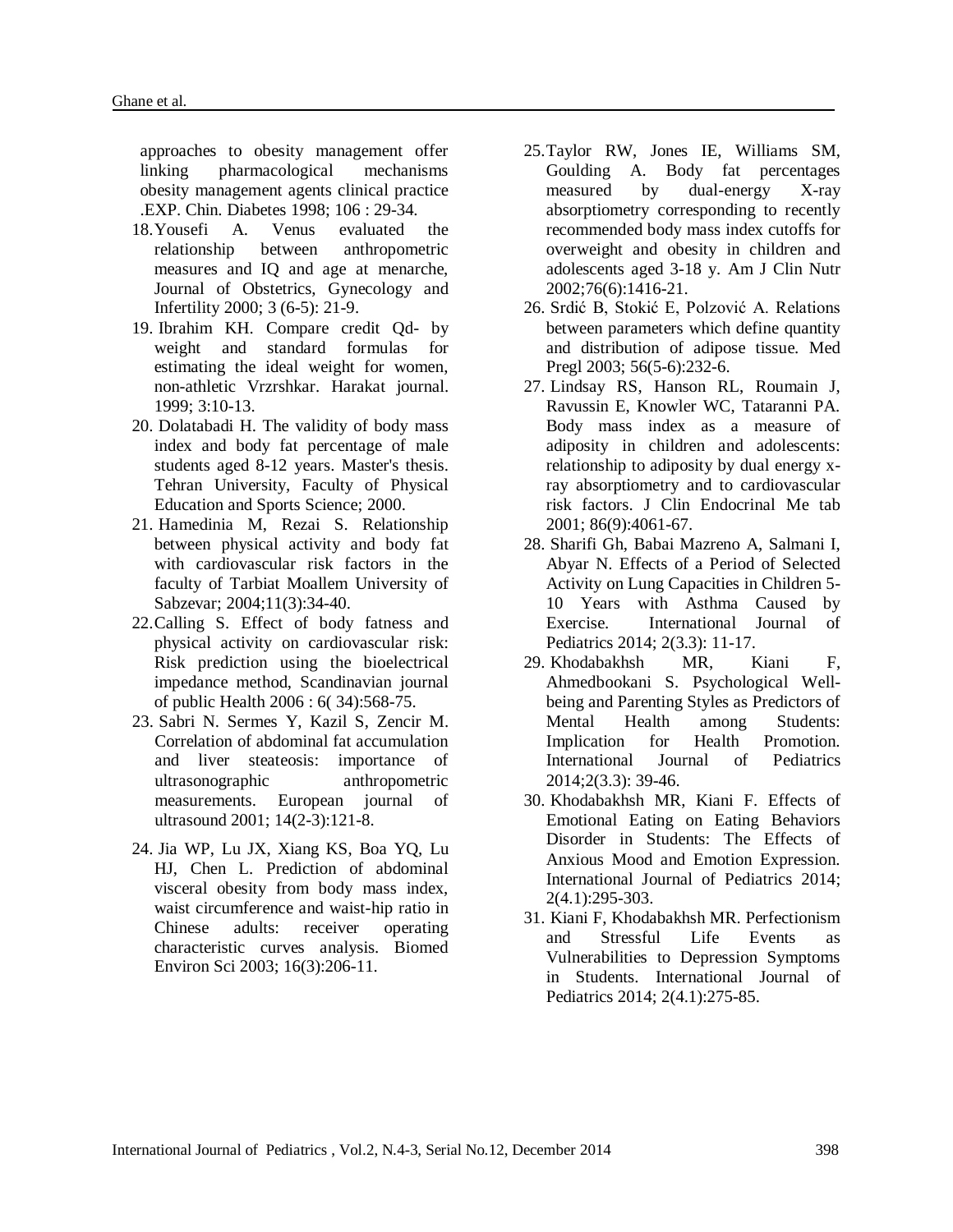approaches to obesity management offer linking pharmacological mechanisms obesity management agents clinical practice .EXP. Chin. Diabetes 1998; 106 : 29-34.

18. Yousefi A. Venus evaluated the relationship between anthropometric measures and IQ and age at menarche, Journal of Obstetrics, Gynecology and Infertility 2000; 3 (6-5): 21-9.
19. Ibrahim KH. Compare credit Qd- by weight and standard formulas for estimating the ideal weight for women, non-athletic Vrzrshkar. Harakat journal. 1999; 3:10-13.
20. Dolatabadi H. The validity of body mass index and body fat percentage of male students aged 8-12 years. Master's thesis. Tehran University, Faculty of Physical Education and Sports Science; 2000.
21. Hamedinia M, Rezai S. Relationship between physical activity and body fat with cardiovascular risk factors in the faculty of Tarbiat Moallem University of Sabzevar; 2004;11(3):34-40.
22. Calling S. Effect of body fatness and physical activity on cardiovascular risk: Risk prediction using the bioelectrical impedance method, Scandinavian journal of public Health 2006 : 6( 34):568-75.
23. Sabri N. Sermes Y, Kazil S, Zencir M. Correlation of abdominal fat accumulation and liver steateosis: importance of ultrasonographic anthropometric measurements. European journal of ultrasound 2001; 14(2-3):121-8.
24. Jia WP, Lu JX, Xiang KS, Boa YQ, Lu HJ, Chen L. Prediction of abdominal visceral obesity from body mass index, waist circumference and waist-hip ratio in Chinese adults: receiver operating characteristic curves analysis. Biomed Environ Sci 2003; 16(3):206-11.
25. Taylor RW, Jones IE, Williams SM, Goulding A. Body fat percentages measured by dual-energy X-ray absorptiometry corresponding to recently recommended body mass index cutoffs for overweight and obesity in children and adolescents aged 3-18 y. Am J Clin Nutr 2002;76(6):1416-21.
26. Srdić B, Stokić E, Polzović A. Relations between parameters which define quantity and distribution of adipose tissue. Med Pregl 2003; 56(5-6):232-6.
27. Lindsay RS, Hanson RL, Roumain J, Ravussin E, Knowler WC, Tataranni PA. Body mass index as a measure of adiposity in children and adolescents: relationship to adiposity by dual energy x-ray absorptiometry and to cardiovascular risk factors. J Clin Endocrinal Me tab 2001; 86(9):4061-67.
28. Sharifi Gh, Babai Mazreno A, Salmani I, Abyar N. Effects of a Period of Selected Activity on Lung Capacities in Children 5-10 Years with Asthma Caused by Exercise. International Journal of Pediatrics 2014; 2(3.3): 11-17.
29. Khodabakhsh MR, Kiani F, Ahmedbookani S. Psychological Well-being and Parenting Styles as Predictors of Mental Health among Students: Implication for Health Promotion. International Journal of Pediatrics 2014;2(3.3): 39-46.
30. Khodabakhsh MR, Kiani F. Effects of Emotional Eating on Eating Behaviors Disorder in Students: The Effects of Anxious Mood and Emotion Expression. International Journal of Pediatrics 2014; 2(4.1):295-303.
31. Kiani F, Khodabakhsh MR. Perfectionism and Stressful Life Events as Vulnerabilities to Depression Symptoms in Students. International Journal of Pediatrics 2014; 2(4.1):275-85.